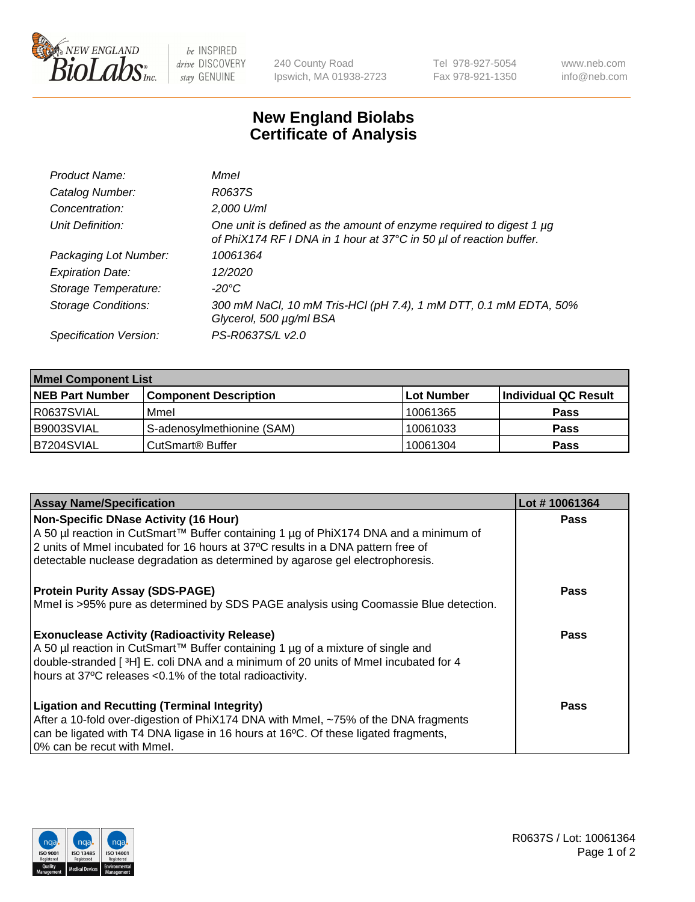# New England Biolabs
# Certificate of Analysis

| | |
|---|---|
| *Product Name:* | *MmeI* |
| *Catalog Number:* | *R0637S* |
| *Concentration:* | *2,000 U/ml* |
| *Unit Definition:* | *One unit is defined as the amount of enzyme required to digest 1 µg of PhiX174 RF I DNA in 1 hour at 37°C in 50 µl of reaction buffer.* |
| *Packaging Lot Number:* | *10061364* |
| *Expiration Date:* | *12/2020* |
| *Storage Temperature:* | *-20°C* |
| *Storage Conditions:* | *300 mM NaCl, 10 mM Tris-HCl (pH 7.4), 1 mM DTT, 0.1 mM EDTA, 50% Glycerol, 500 µg/ml BSA* |
| *Specification Version:* | *PS-R0637S/L v2.0* |

| MmeI Component List | | | |
|---|---|---|---|
| **NEB Part Number** | **Component Description** | **Lot Number** | **Individual QC Result** |
| R0637SVIAL | MmeI | 10061365 | **Pass** |
| B9003SVIAL | S-adenosylmethionine (SAM) | 10061033 | **Pass** |
| B7204SVIAL | CutSmart® Buffer | 10061304 | **Pass** |

| Assay Name/Specification | Lot # 10061364 |
|---|---|
| **Non-Specific DNase Activity (16 Hour)** A 50 µl reaction in CutSmart™ Buffer containing 1 µg of PhiX174 DNA and a minimum of 2 units of MmeI incubated for 16 hours at 37ºC results in a DNA pattern free of detectable nuclease degradation as determined by agarose gel electrophoresis. | **Pass** |
| **Protein Purity Assay (SDS-PAGE)** MmeI is >95% pure as determined by SDS PAGE analysis using Coomassie Blue detection. | **Pass** |
| **Exonuclease Activity (Radioactivity Release)** A 50 µl reaction in CutSmart™ Buffer containing 1 µg of a mixture of single and double-stranded [ $^{3}$H] E. coli DNA and a minimum of 20 units of MmeI incubated for 4 hours at 37ºC releases <0.1% of the total radioactivity. | **Pass** |
| **Ligation and Recutting (Terminal Integrity)** After a 10-fold over-digestion of PhiX174 DNA with MmeI, ~75% of the DNA fragments can be ligated with T4 DNA ligase in 16 hours at 16ºC. Of these ligated fragments, 0% can be recut with MmeI. | **Pass** |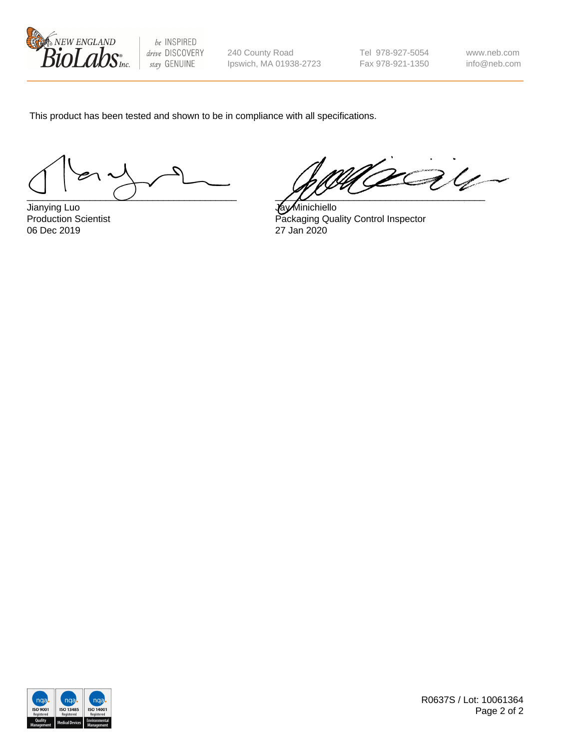New England BioLabs Inc. — be INSPIRED drive DISCOVERY stay GENUINE

240 County Road
Ipswich, MA 01938-2723

Tel 978-927-5054
Fax 978-921-1350

www.neb.com
info@neb.com

This product has been tested and shown to be in compliance with all specifications.

Jianying Luo
Production Scientist
06 Dec 2019

Jay Minichiello
Packaging Quality Control Inspector
27 Jan 2020

ISO 9001 Registered Quality Management | ISO 13485 Registered Medical Devices | ISO 14001 Registered Environmental Management

R0637S / Lot: 10061364